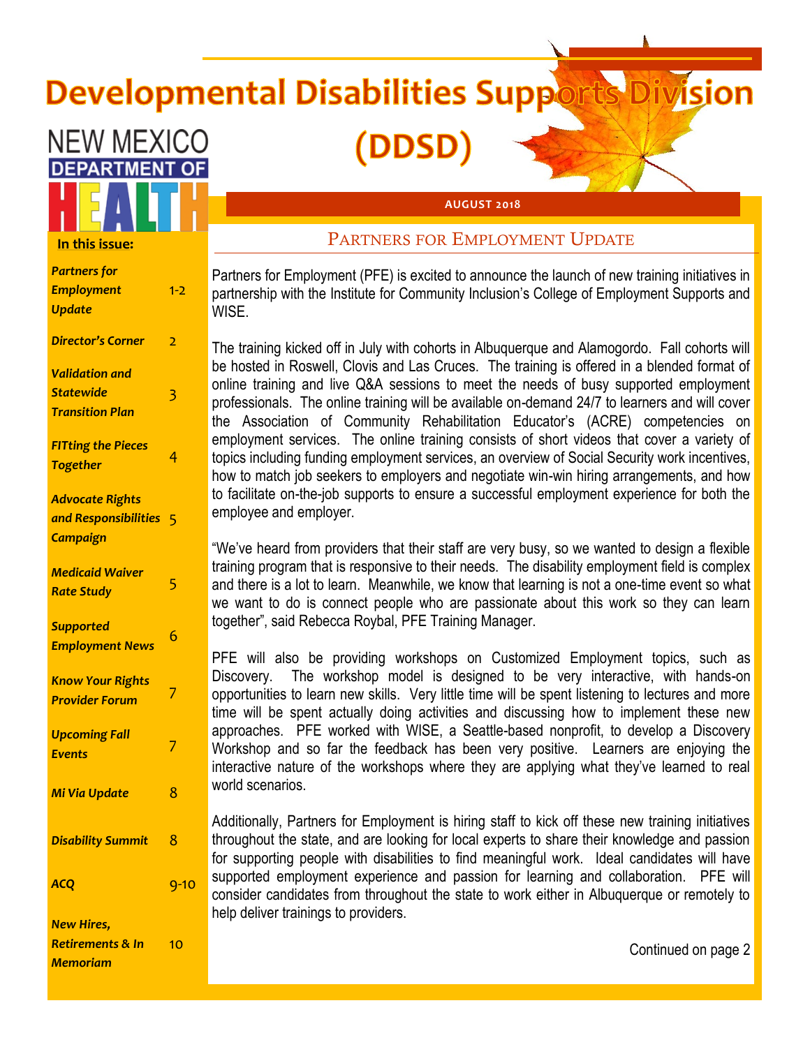# Developmental Disabilities Supports Division (DDSD)

NEW MEXICO DEPARTMENT OF HEALTH

AUGUST 2018

**In this issue:**

| | |
|---|---|
| *Partners for Employment Update* | 1-2 |
| *Director's Corner* | 2 |
| *Validation and Statewide Transition Plan* | 3 |
| *FITting the Pieces Together* | 4 |
| *Advocate Rights and Responsibilities Campaign* | 5 |
| *Medicaid Waiver Rate Study* | 5 |
| *Supported Employment News* | 6 |
| *Know Your Rights Provider Forum* | 7 |
| *Upcoming Fall Events* | 7 |
| *Mi Via Update* | 8 |
| *Disability Summit* | 8 |
| *ACQ* | 9-10 |
| *New Hires, Retirements & In Memoriam* | 10 |

## Partners for Employment Update

Partners for Employment (PFE) is excited to announce the launch of new training initiatives in partnership with the Institute for Community Inclusion's College of Employment Supports and WISE.

The training kicked off in July with cohorts in Albuquerque and Alamogordo. Fall cohorts will be hosted in Roswell, Clovis and Las Cruces. The training is offered in a blended format of online training and live Q&A sessions to meet the needs of busy supported employment professionals. The online training will be available on-demand 24/7 to learners and will cover the Association of Community Rehabilitation Educator's (ACRE) competencies on employment services. The online training consists of short videos that cover a variety of topics including funding employment services, an overview of Social Security work incentives, how to match job seekers to employers and negotiate win-win hiring arrangements, and how to facilitate on-the-job supports to ensure a successful employment experience for both the employee and employer.

"We've heard from providers that their staff are very busy, so we wanted to design a flexible training program that is responsive to their needs. The disability employment field is complex and there is a lot to learn. Meanwhile, we know that learning is not a one-time event so what we want to do is connect people who are passionate about this work so they can learn together", said Rebecca Roybal, PFE Training Manager.

PFE will also be providing workshops on Customized Employment topics, such as Discovery. The workshop model is designed to be very interactive, with hands-on opportunities to learn new skills. Very little time will be spent listening to lectures and more time will be spent actually doing activities and discussing how to implement these new approaches. PFE worked with WISE, a Seattle-based nonprofit, to develop a Discovery Workshop and so far the feedback has been very positive. Learners are enjoying the interactive nature of the workshops where they are applying what they've learned to real world scenarios.

Additionally, Partners for Employment is hiring staff to kick off these new training initiatives throughout the state, and are looking for local experts to share their knowledge and passion for supporting people with disabilities to find meaningful work. Ideal candidates will have supported employment experience and passion for learning and collaboration. PFE will consider candidates from throughout the state to work either in Albuquerque or remotely to help deliver trainings to providers.

Continued on page 2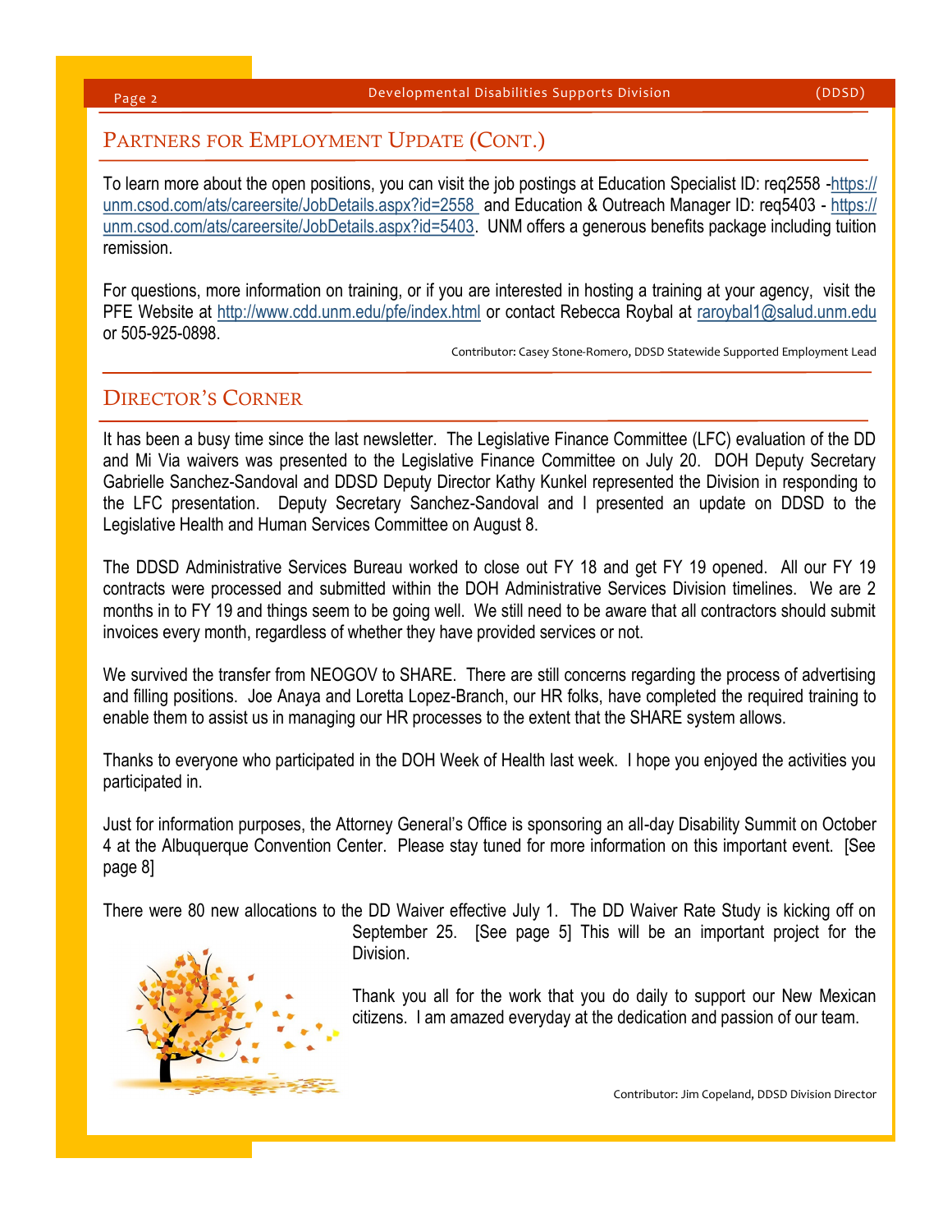## Partners for Employment Update (Cont.)

To learn more about the open positions, you can visit the job postings at Education Specialist ID: req2558 -https://unm.csod.com/ats/careersite/JobDetails.aspx?id=2558 and Education & Outreach Manager ID: req5403 - https://unm.csod.com/ats/careersite/JobDetails.aspx?id=5403. UNM offers a generous benefits package including tuition remission.

For questions, more information on training, or if you are interested in hosting a training at your agency, visit the PFE Website at http://www.cdd.unm.edu/pfe/index.html or contact Rebecca Roybal at raroybal1@salud.unm.edu or 505-925-0898.

Contributor: Casey Stone-Romero, DDSD Statewide Supported Employment Lead

## Director's Corner

It has been a busy time since the last newsletter. The Legislative Finance Committee (LFC) evaluation of the DD and Mi Via waivers was presented to the Legislative Finance Committee on July 20. DOH Deputy Secretary Gabrielle Sanchez-Sandoval and DDSD Deputy Director Kathy Kunkel represented the Division in responding to the LFC presentation. Deputy Secretary Sanchez-Sandoval and I presented an update on DDSD to the Legislative Health and Human Services Committee on August 8.

The DDSD Administrative Services Bureau worked to close out FY 18 and get FY 19 opened. All our FY 19 contracts were processed and submitted within the DOH Administrative Services Division timelines. We are 2 months in to FY 19 and things seem to be going well. We still need to be aware that all contractors should submit invoices every month, regardless of whether they have provided services or not.

We survived the transfer from NEOGOV to SHARE. There are still concerns regarding the process of advertising and filling positions. Joe Anaya and Loretta Lopez-Branch, our HR folks, have completed the required training to enable them to assist us in managing our HR processes to the extent that the SHARE system allows.

Thanks to everyone who participated in the DOH Week of Health last week. I hope you enjoyed the activities you participated in.

Just for information purposes, the Attorney General's Office is sponsoring an all-day Disability Summit on October 4 at the Albuquerque Convention Center. Please stay tuned for more information on this important event. [See page 8]

There were 80 new allocations to the DD Waiver effective July 1. The DD Waiver Rate Study is kicking off on September 25. [See page 5] This will be an important project for the Division.

Thank you all for the work that you do daily to support our New Mexican citizens. I am amazed everyday at the dedication and passion of our team.

Contributor: Jim Copeland, DDSD Division Director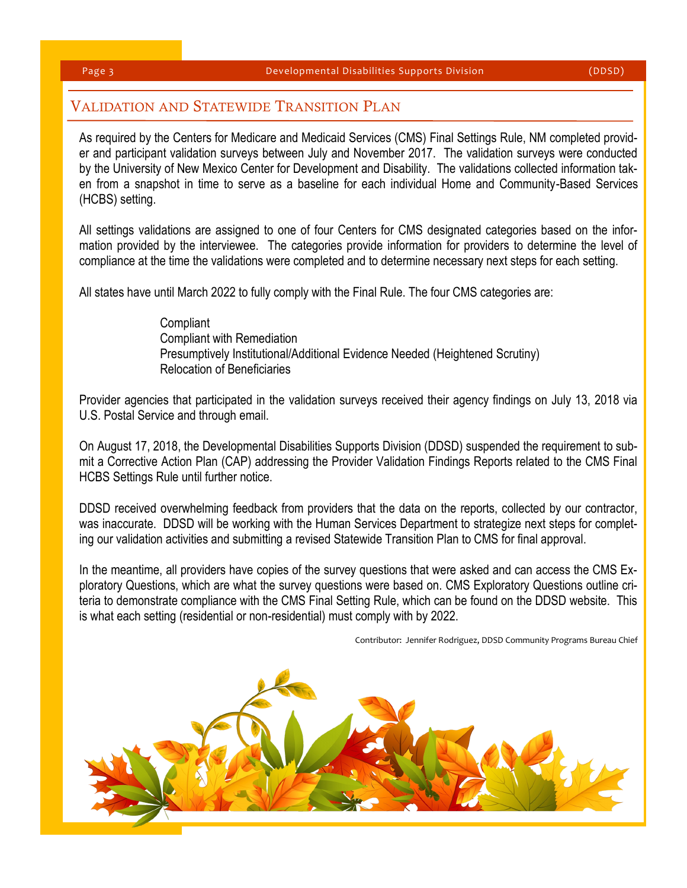## Validation and Statewide Transition Plan

As required by the Centers for Medicare and Medicaid Services (CMS) Final Settings Rule, NM completed provider and participant validation surveys between July and November 2017. The validation surveys were conducted by the University of New Mexico Center for Development and Disability. The validations collected information taken from a snapshot in time to serve as a baseline for each individual Home and Community-Based Services (HCBS) setting.

All settings validations are assigned to one of four Centers for CMS designated categories based on the information provided by the interviewee. The categories provide information for providers to determine the level of compliance at the time the validations were completed and to determine necessary next steps for each setting.

All states have until March 2022 to fully comply with the Final Rule. The four CMS categories are:

- Compliant
- Compliant with Remediation
- Presumptively Institutional/Additional Evidence Needed (Heightened Scrutiny)
- Relocation of Beneficiaries

Provider agencies that participated in the validation surveys received their agency findings on July 13, 2018 via U.S. Postal Service and through email.

On August 17, 2018, the Developmental Disabilities Supports Division (DDSD) suspended the requirement to submit a Corrective Action Plan (CAP) addressing the Provider Validation Findings Reports related to the CMS Final HCBS Settings Rule until further notice.

DDSD received overwhelming feedback from providers that the data on the reports, collected by our contractor, was inaccurate. DDSD will be working with the Human Services Department to strategize next steps for completing our validation activities and submitting a revised Statewide Transition Plan to CMS for final approval.

In the meantime, all providers have copies of the survey questions that were asked and can access the CMS Exploratory Questions, which are what the survey questions were based on. CMS Exploratory Questions outline criteria to demonstrate compliance with the CMS Final Setting Rule, which can be found on the DDSD website. This is what each setting (residential or non-residential) must comply with by 2022.

Contributor: Jennifer Rodriguez, DDSD Community Programs Bureau Chief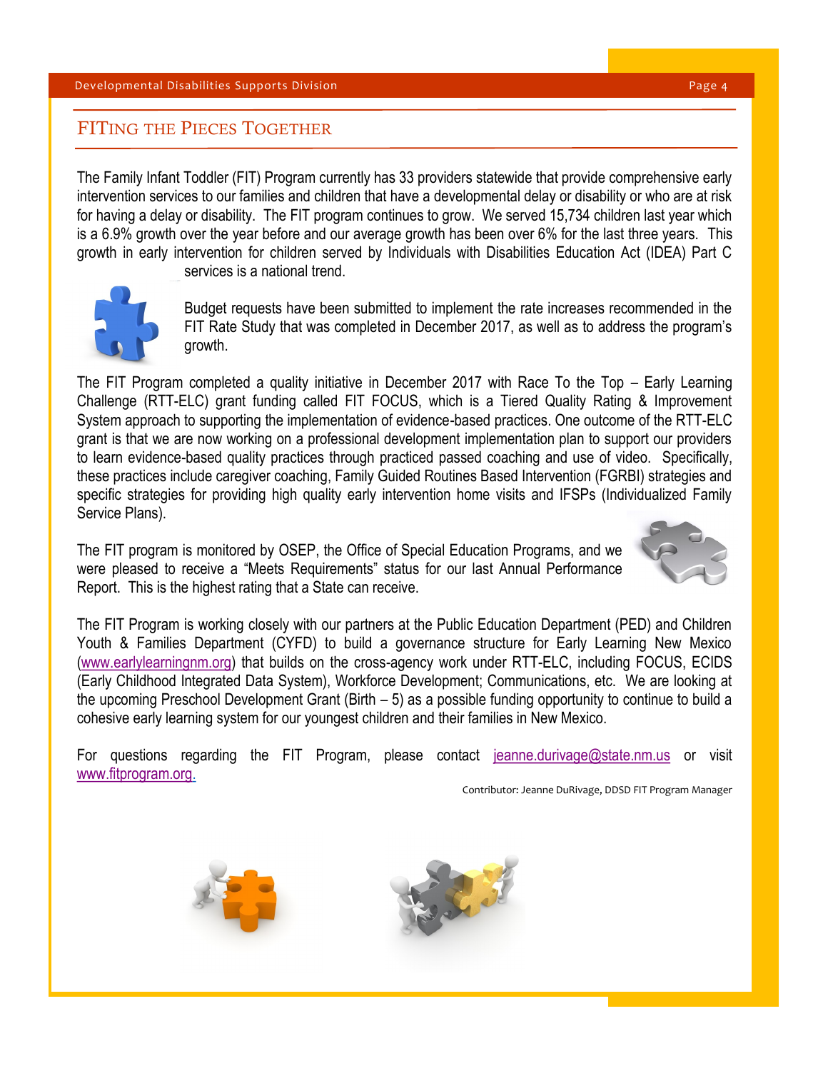## FITing the Pieces Together

The Family Infant Toddler (FIT) Program currently has 33 providers statewide that provide comprehensive early intervention services to our families and children that have a developmental delay or disability or who are at risk for having a delay or disability. The FIT program continues to grow. We served 15,734 children last year which is a 6.9% growth over the year before and our average growth has been over 6% for the last three years. This growth in early intervention for children served by Individuals with Disabilities Education Act (IDEA) Part C services is a national trend.

Budget requests have been submitted to implement the rate increases recommended in the FIT Rate Study that was completed in December 2017, as well as to address the program's growth.

The FIT Program completed a quality initiative in December 2017 with Race To the Top – Early Learning Challenge (RTT-ELC) grant funding called FIT FOCUS, which is a Tiered Quality Rating & Improvement System approach to supporting the implementation of evidence-based practices. One outcome of the RTT-ELC grant is that we are now working on a professional development implementation plan to support our providers to learn evidence-based quality practices through practiced passed coaching and use of video. Specifically, these practices include caregiver coaching, Family Guided Routines Based Intervention (FGRBI) strategies and specific strategies for providing high quality early intervention home visits and IFSPs (Individualized Family Service Plans).

The FIT program is monitored by OSEP, the Office of Special Education Programs, and we were pleased to receive a "Meets Requirements" status for our last Annual Performance Report. This is the highest rating that a State can receive.

The FIT Program is working closely with our partners at the Public Education Department (PED) and Children Youth & Families Department (CYFD) to build a governance structure for Early Learning New Mexico (www.earlylearningnm.org) that builds on the cross-agency work under RTT-ELC, including FOCUS, ECIDS (Early Childhood Integrated Data System), Workforce Development; Communications, etc. We are looking at the upcoming Preschool Development Grant (Birth – 5) as a possible funding opportunity to continue to build a cohesive early learning system for our youngest children and their families in New Mexico.

For questions regarding the FIT Program, please contact jeanne.durivage@state.nm.us or visit www.fitprogram.org.

Contributor: Jeanne DuRivage, DDSD FIT Program Manager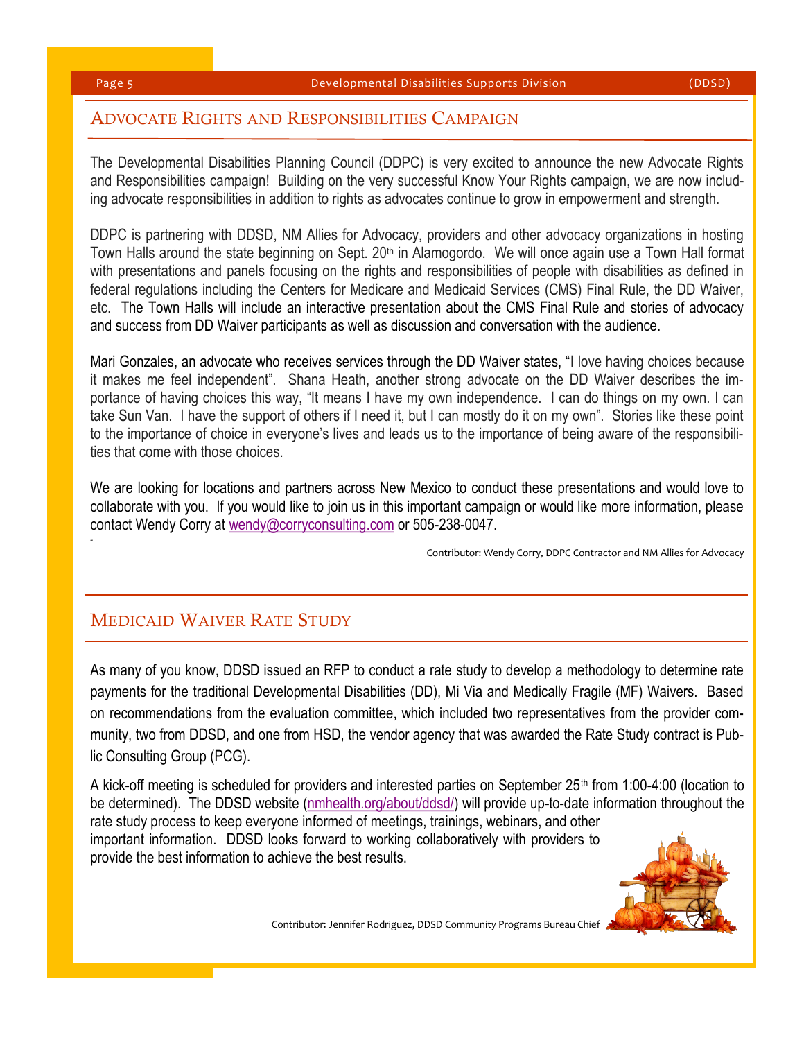## Advocate Rights and Responsibilities Campaign

The Developmental Disabilities Planning Council (DDPC) is very excited to announce the new Advocate Rights and Responsibilities campaign! Building on the very successful Know Your Rights campaign, we are now including advocate responsibilities in addition to rights as advocates continue to grow in empowerment and strength.

DDPC is partnering with DDSD, NM Allies for Advocacy, providers and other advocacy organizations in hosting Town Halls around the state beginning on Sept. 20th in Alamogordo. We will once again use a Town Hall format with presentations and panels focusing on the rights and responsibilities of people with disabilities as defined in federal regulations including the Centers for Medicare and Medicaid Services (CMS) Final Rule, the DD Waiver, etc. The Town Halls will include an interactive presentation about the CMS Final Rule and stories of advocacy and success from DD Waiver participants as well as discussion and conversation with the audience.

Mari Gonzales, an advocate who receives services through the DD Waiver states, "I love having choices because it makes me feel independent". Shana Heath, another strong advocate on the DD Waiver describes the importance of having choices this way, "It means I have my own independence. I can do things on my own. I can take Sun Van. I have the support of others if I need it, but I can mostly do it on my own". Stories like these point to the importance of choice in everyone's lives and leads us to the importance of being aware of the responsibilities that come with those choices.

We are looking for locations and partners across New Mexico to conduct these presentations and would love to collaborate with you. If you would like to join us in this important campaign or would like more information, please contact Wendy Corry at wendy@corryconsulting.com or 505-238-0047.

Contributor: Wendy Corry, DDPC Contractor and NM Allies for Advocacy

## Medicaid Waiver Rate Study

As many of you know, DDSD issued an RFP to conduct a rate study to develop a methodology to determine rate payments for the traditional Developmental Disabilities (DD), Mi Via and Medically Fragile (MF) Waivers. Based on recommendations from the evaluation committee, which included two representatives from the provider community, two from DDSD, and one from HSD, the vendor agency that was awarded the Rate Study contract is Public Consulting Group (PCG).

A kick-off meeting is scheduled for providers and interested parties on September 25th from 1:00-4:00 (location to be determined). The DDSD website (nmhealth.org/about/ddsd/) will provide up-to-date information throughout the rate study process to keep everyone informed of meetings, trainings, webinars, and other important information. DDSD looks forward to working collaboratively with providers to provide the best information to achieve the best results.

Contributor: Jennifer Rodriguez, DDSD Community Programs Bureau Chief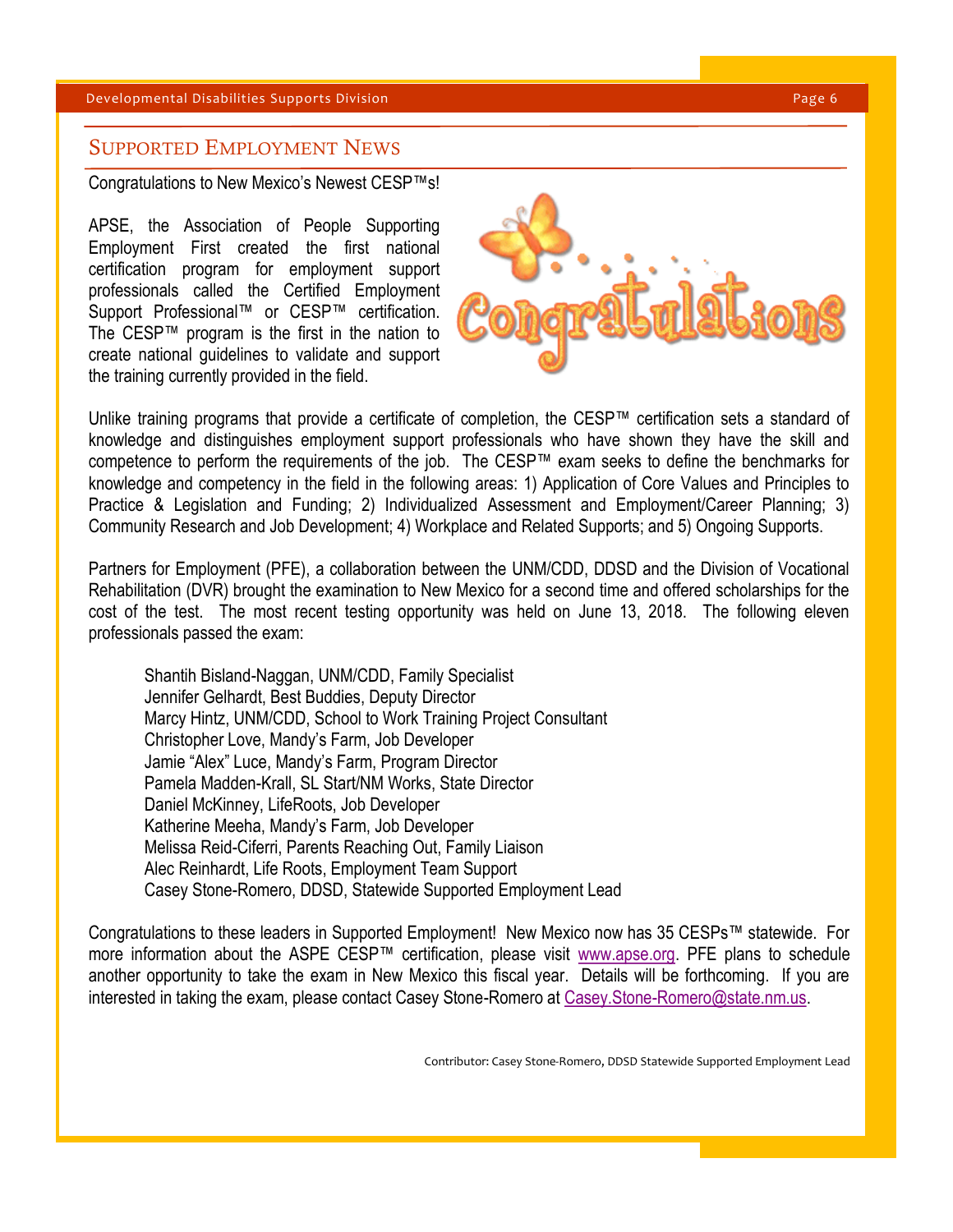## Supported Employment News

Congratulations to New Mexico's Newest CESP™s!

APSE, the Association of People Supporting Employment First created the first national certification program for employment support professionals called the Certified Employment Support Professional™ or CESP™ certification. The CESP™ program is the first in the nation to create national guidelines to validate and support the training currently provided in the field.

Unlike training programs that provide a certificate of completion, the CESP™ certification sets a standard of knowledge and distinguishes employment support professionals who have shown they have the skill and competence to perform the requirements of the job. The CESP™ exam seeks to define the benchmarks for knowledge and competency in the field in the following areas: 1) Application of Core Values and Principles to Practice & Legislation and Funding; 2) Individualized Assessment and Employment/Career Planning; 3) Community Research and Job Development; 4) Workplace and Related Supports; and 5) Ongoing Supports.

Partners for Employment (PFE), a collaboration between the UNM/CDD, DDSD and the Division of Vocational Rehabilitation (DVR) brought the examination to New Mexico for a second time and offered scholarships for the cost of the test. The most recent testing opportunity was held on June 13, 2018. The following eleven professionals passed the exam:

Shantih Bisland-Naggan, UNM/CDD, Family Specialist
Jennifer Gelhardt, Best Buddies, Deputy Director
Marcy Hintz, UNM/CDD, School to Work Training Project Consultant
Christopher Love, Mandy's Farm, Job Developer
Jamie "Alex" Luce, Mandy's Farm, Program Director
Pamela Madden-Krall, SL Start/NM Works, State Director
Daniel McKinney, LifeRoots, Job Developer
Katherine Meeha, Mandy's Farm, Job Developer
Melissa Reid-Ciferri, Parents Reaching Out, Family Liaison
Alec Reinhardt, Life Roots, Employment Team Support
Casey Stone-Romero, DDSD, Statewide Supported Employment Lead

Congratulations to these leaders in Supported Employment! New Mexico now has 35 CESPs™ statewide. For more information about the ASPE CESP™ certification, please visit www.apse.org. PFE plans to schedule another opportunity to take the exam in New Mexico this fiscal year. Details will be forthcoming. If you are interested in taking the exam, please contact Casey Stone-Romero at Casey.Stone-Romero@state.nm.us.

Contributor: Casey Stone-Romero, DDSD Statewide Supported Employment Lead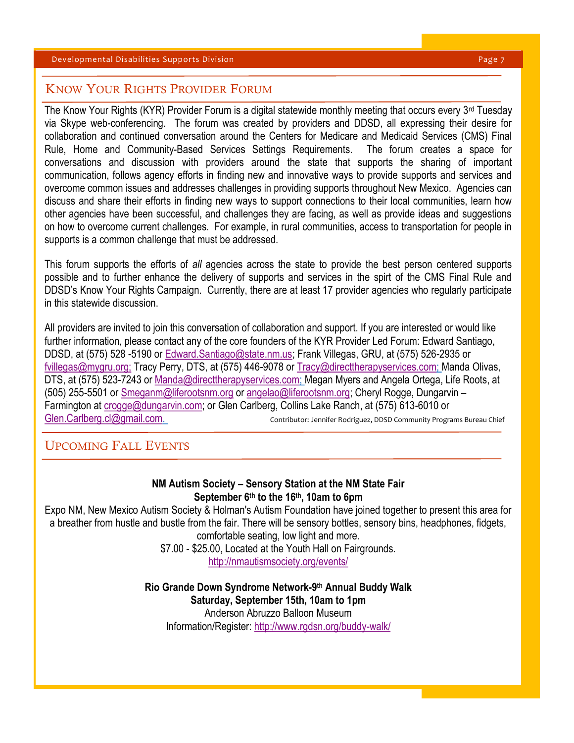## Know Your Rights Provider Forum

The Know Your Rights (KYR) Provider Forum is a digital statewide monthly meeting that occurs every 3rd Tuesday via Skype web-conferencing. The forum was created by providers and DDSD, all expressing their desire for collaboration and continued conversation around the Centers for Medicare and Medicaid Services (CMS) Final Rule, Home and Community-Based Services Settings Requirements. The forum creates a space for conversations and discussion with providers around the state that supports the sharing of important communication, follows agency efforts in finding new and innovative ways to provide supports and services and overcome common issues and addresses challenges in providing supports throughout New Mexico. Agencies can discuss and share their efforts in finding new ways to support connections to their local communities, learn how other agencies have been successful, and challenges they are facing, as well as provide ideas and suggestions on how to overcome current challenges. For example, in rural communities, access to transportation for people in supports is a common challenge that must be addressed.

This forum supports the efforts of *all* agencies across the state to provide the best person centered supports possible and to further enhance the delivery of supports and services in the spirt of the CMS Final Rule and DDSD's Know Your Rights Campaign. Currently, there are at least 17 provider agencies who regularly participate in this statewide discussion.

All providers are invited to join this conversation of collaboration and support. If you are interested or would like further information, please contact any of the core founders of the KYR Provider Led Forum: Edward Santiago, DDSD, at (575) 528 -5190 or Edward.Santiago@state.nm.us; Frank Villegas, GRU, at (575) 526-2935 or fvillegas@mygru.org; Tracy Perry, DTS, at (575) 446-9078 or Tracy@directtherapyservices.com; Manda Olivas, DTS, at (575) 523-7243 or Manda@directtherapyservices.com; Megan Myers and Angela Ortega, Life Roots, at (505) 255-5501 or Smeganm@liferootsnm.org or angelao@liferootsnm.org; Cheryl Rogge, Dungarvin – Farmington at crogge@dungarvin.com; or Glen Carlberg, Collins Lake Ranch, at (575) 613-6010 or Glen.Carlberg.cl@gmail.com.

Contributor: Jennifer Rodriguez, DDSD Community Programs Bureau Chief

## Upcoming Fall Events

**NM Autism Society – Sensory Station at the NM State Fair**
**September 6th to the 16th, 10am to 6pm**

Expo NM, New Mexico Autism Society & Holman's Autism Foundation have joined together to present this area for a breather from hustle and bustle from the fair. There will be sensory bottles, sensory bins, headphones, fidgets, comfortable seating, low light and more.

$7.00 - $25.00, Located at the Youth Hall on Fairgrounds.

http://nmautismsociety.org/events/

**Rio Grande Down Syndrome Network-9th Annual Buddy Walk**
**Saturday, September 15th, 10am to 1pm**

Anderson Abruzzo Balloon Museum

Information/Register: http://www.rgdsn.org/buddy-walk/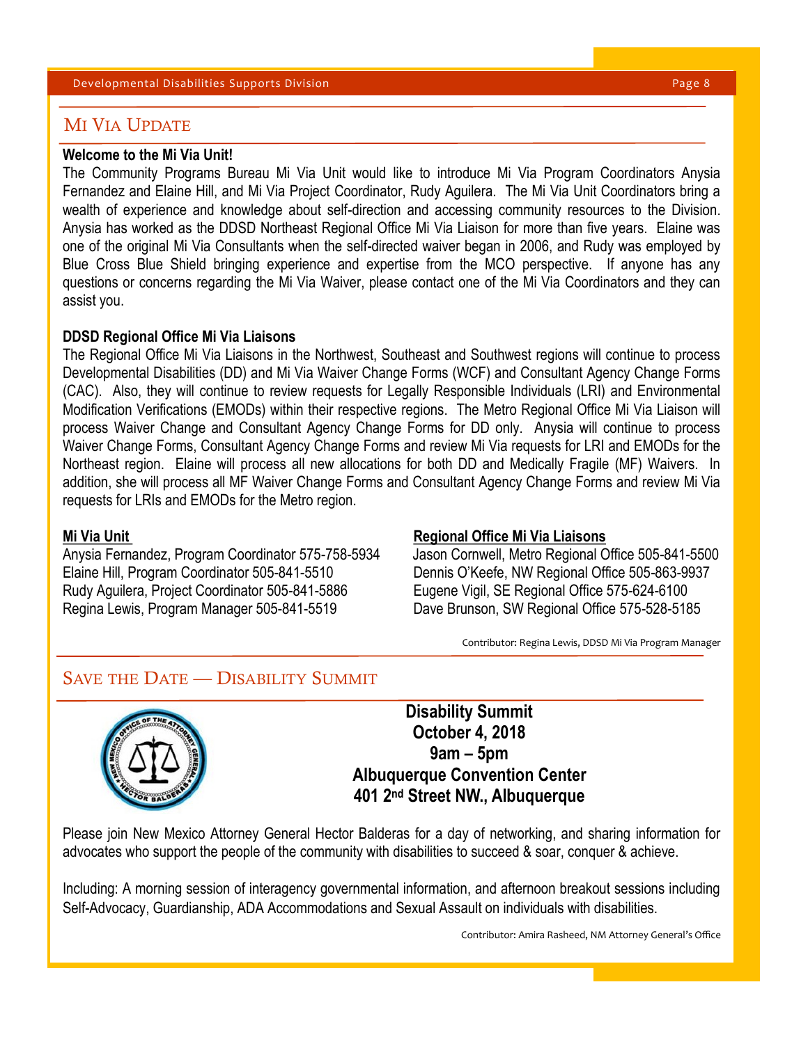## Mi Via Update

**Welcome to the Mi Via Unit!**

The Community Programs Bureau Mi Via Unit would like to introduce Mi Via Program Coordinators Anysia Fernandez and Elaine Hill, and Mi Via Project Coordinator, Rudy Aguilera. The Mi Via Unit Coordinators bring a wealth of experience and knowledge about self-direction and accessing community resources to the Division. Anysia has worked as the DDSD Northeast Regional Office Mi Via Liaison for more than five years. Elaine was one of the original Mi Via Consultants when the self-directed waiver began in 2006, and Rudy was employed by Blue Cross Blue Shield bringing experience and expertise from the MCO perspective. If anyone has any questions or concerns regarding the Mi Via Waiver, please contact one of the Mi Via Coordinators and they can assist you.

**DDSD Regional Office Mi Via Liaisons**

The Regional Office Mi Via Liaisons in the Northwest, Southeast and Southwest regions will continue to process Developmental Disabilities (DD) and Mi Via Waiver Change Forms (WCF) and Consultant Agency Change Forms (CAC). Also, they will continue to review requests for Legally Responsible Individuals (LRI) and Environmental Modification Verifications (EMODs) within their respective regions. The Metro Regional Office Mi Via Liaison will process Waiver Change and Consultant Agency Change Forms for DD only. Anysia will continue to process Waiver Change Forms, Consultant Agency Change Forms and review Mi Via requests for LRI and EMODs for the Northeast region. Elaine will process all new allocations for both DD and Medically Fragile (MF) Waivers. In addition, she will process all MF Waiver Change Forms and Consultant Agency Change Forms and review Mi Via requests for LRIs and EMODs for the Metro region.

**Mi Via Unit**

Anysia Fernandez, Program Coordinator 575-758-5934
Elaine Hill, Program Coordinator 505-841-5510
Rudy Aguilera, Project Coordinator 505-841-5886
Regina Lewis, Program Manager 505-841-5519

**Regional Office Mi Via Liaisons**

Jason Cornwell, Metro Regional Office 505-841-5500
Dennis O'Keefe, NW Regional Office 505-863-9937
Eugene Vigil, SE Regional Office 575-624-6100
Dave Brunson, SW Regional Office 575-528-5185

Contributor: Regina Lewis, DDSD Mi Via Program Manager

## Save the Date — Disability Summit

**Disability Summit**
**October 4, 2018**
**9am – 5pm**
**Albuquerque Convention Center**
**401 2nd Street NW., Albuquerque**

Please join New Mexico Attorney General Hector Balderas for a day of networking, and sharing information for advocates who support the people of the community with disabilities to succeed & soar, conquer & achieve.

Including: A morning session of interagency governmental information, and afternoon breakout sessions including Self-Advocacy, Guardianship, ADA Accommodations and Sexual Assault on individuals with disabilities.

Contributor: Amira Rasheed, NM Attorney General's Office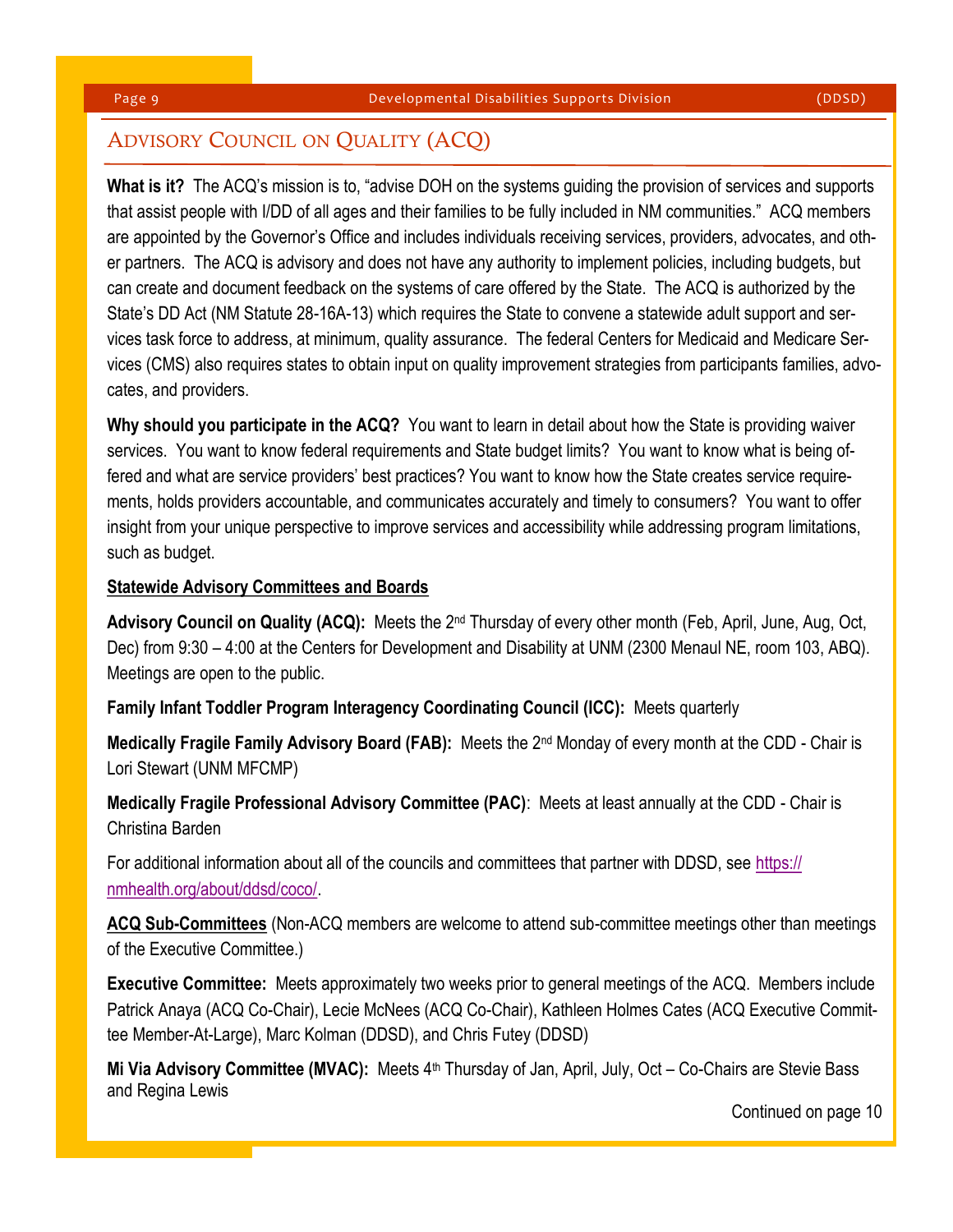## Advisory Council on Quality (ACQ)

**What is it?** The ACQ's mission is to, "advise DOH on the systems guiding the provision of services and supports that assist people with I/DD of all ages and their families to be fully included in NM communities." ACQ members are appointed by the Governor's Office and includes individuals receiving services, providers, advocates, and other partners. The ACQ is advisory and does not have any authority to implement policies, including budgets, but can create and document feedback on the systems of care offered by the State. The ACQ is authorized by the State's DD Act (NM Statute 28-16A-13) which requires the State to convene a statewide adult support and services task force to address, at minimum, quality assurance. The federal Centers for Medicaid and Medicare Services (CMS) also requires states to obtain input on quality improvement strategies from participants families, advocates, and providers.

**Why should you participate in the ACQ?** You want to learn in detail about how the State is providing waiver services. You want to know federal requirements and State budget limits? You want to know what is being offered and what are service providers' best practices? You want to know how the State creates service requirements, holds providers accountable, and communicates accurately and timely to consumers? You want to offer insight from your unique perspective to improve services and accessibility while addressing program limitations, such as budget.

**Statewide Advisory Committees and Boards**

**Advisory Council on Quality (ACQ):** Meets the 2nd Thursday of every other month (Feb, April, June, Aug, Oct, Dec) from 9:30 – 4:00 at the Centers for Development and Disability at UNM (2300 Menaul NE, room 103, ABQ). Meetings are open to the public.

**Family Infant Toddler Program Interagency Coordinating Council (ICC):** Meets quarterly

**Medically Fragile Family Advisory Board (FAB):** Meets the 2nd Monday of every month at the CDD - Chair is Lori Stewart (UNM MFCMP)

**Medically Fragile Professional Advisory Committee (PAC)**: Meets at least annually at the CDD - Chair is Christina Barden

For additional information about all of the councils and committees that partner with DDSD, see https://nmhealth.org/about/ddsd/coco/.

**ACQ Sub-Committees** (Non-ACQ members are welcome to attend sub-committee meetings other than meetings of the Executive Committee.)

**Executive Committee:** Meets approximately two weeks prior to general meetings of the ACQ. Members include Patrick Anaya (ACQ Co-Chair), Lecie McNees (ACQ Co-Chair), Kathleen Holmes Cates (ACQ Executive Committee Member-At-Large), Marc Kolman (DDSD), and Chris Futey (DDSD)

**Mi Via Advisory Committee (MVAC):** Meets 4th Thursday of Jan, April, July, Oct – Co-Chairs are Stevie Bass and Regina Lewis

Continued on page 10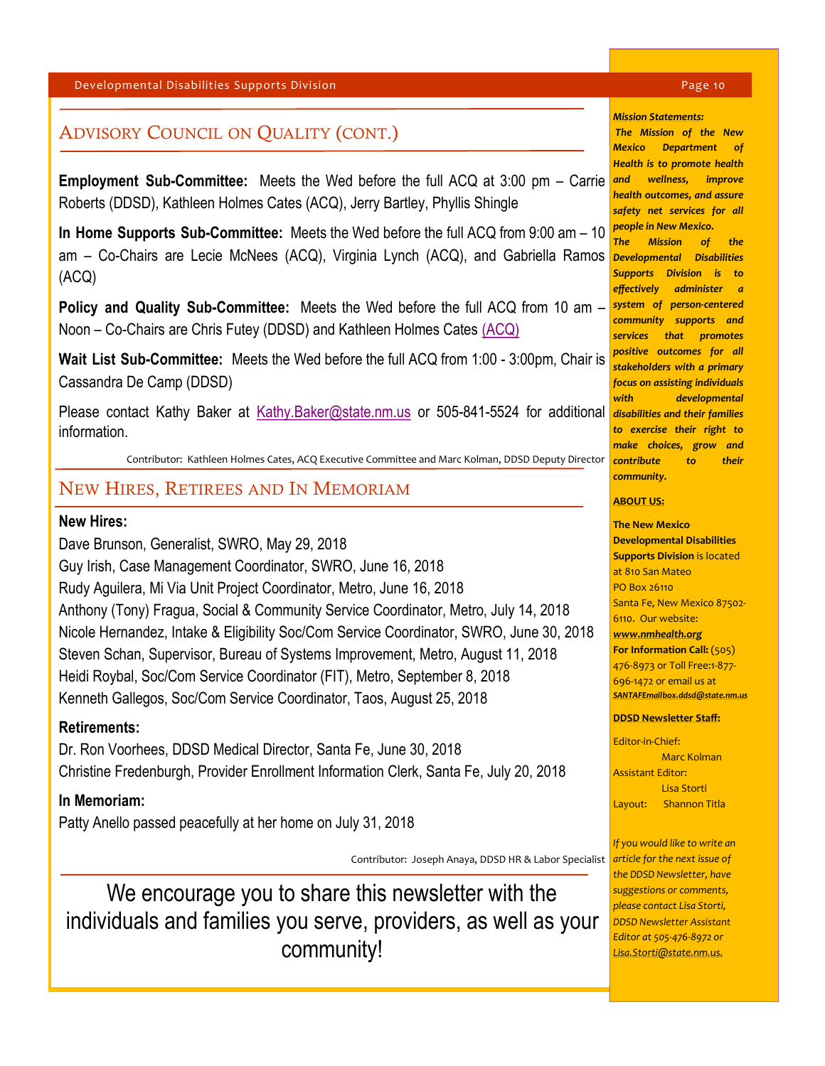## Advisory Council on Quality (cont.)

**Employment Sub-Committee:** Meets the Wed before the full ACQ at 3:00 pm – Carrie Roberts (DDSD), Kathleen Holmes Cates (ACQ), Jerry Bartley, Phyllis Shingle

**In Home Supports Sub-Committee:** Meets the Wed before the full ACQ from 9:00 am – 10 am – Co-Chairs are Lecie McNees (ACQ), Virginia Lynch (ACQ), and Gabriella Ramos (ACQ)

**Policy and Quality Sub-Committee:** Meets the Wed before the full ACQ from 10 am – Noon – Co-Chairs are Chris Futey (DDSD) and Kathleen Holmes Cates (ACQ)

**Wait List Sub-Committee:** Meets the Wed before the full ACQ from 1:00 - 3:00pm, Chair is Cassandra De Camp (DDSD)

Please contact Kathy Baker at Kathy.Baker@state.nm.us or 505-841-5524 for additional information.

Contributor: Kathleen Holmes Cates, ACQ Executive Committee and Marc Kolman, DDSD Deputy Director

## New Hires, Retirees and In Memoriam

**New Hires:**

Dave Brunson, Generalist, SWRO, May 29, 2018
Guy Irish, Case Management Coordinator, SWRO, June 16, 2018
Rudy Aguilera, Mi Via Unit Project Coordinator, Metro, June 16, 2018
Anthony (Tony) Fragua, Social & Community Service Coordinator, Metro, July 14, 2018
Nicole Hernandez, Intake & Eligibility Soc/Com Service Coordinator, SWRO, June 30, 2018
Steven Schan, Supervisor, Bureau of Systems Improvement, Metro, August 11, 2018
Heidi Roybal, Soc/Com Service Coordinator (FIT), Metro, September 8, 2018
Kenneth Gallegos, Soc/Com Service Coordinator, Taos, August 25, 2018

**Retirements:**

Dr. Ron Voorhees, DDSD Medical Director, Santa Fe, June 30, 2018
Christine Fredenburgh, Provider Enrollment Information Clerk, Santa Fe, July 20, 2018

**In Memoriam:**

Patty Anello passed peacefully at her home on July 31, 2018

Contributor: Joseph Anaya, DDSD HR & Labor Specialist

We encourage you to share this newsletter with the individuals and families you serve, providers, as well as your community!

***Mission Statements:***

***The Mission of the New Mexico Department of Health is to promote health and wellness, improve health outcomes, and assure safety net services for all people in New Mexico.***

***The Mission of the Developmental Disabilities Supports Division is to effectively administer a system of person-centered community supports and services that promotes positive outcomes for all stakeholders with a primary focus on assisting individuals with developmental disabilities and their families to exercise their right to make choices, grow and contribute to their community.***

**ABOUT US:**

**The New Mexico Developmental Disabilities Supports Division** is located at 810 San Mateo PO Box 26110 Santa Fe, New Mexico 87502-6110. Our website: **www.nmhealth.org**
**For Information Call:** (505) 476-8973 or Toll Free:1-877-696-1472 or email us at ***SANTAFEmailbox.ddsd@state.nm.us***

**DDSD Newsletter Staff:**

Editor-in-Chief: Marc Kolman
Assistant Editor: Lisa Storti
Layout: Shannon Titla

*If you would like to write an article for the next issue of the DDSD Newsletter, have suggestions or comments, please contact Lisa Storti, DDSD Newsletter Assistant Editor at 505-476-8972 or Lisa.Storti@state.nm.us.*